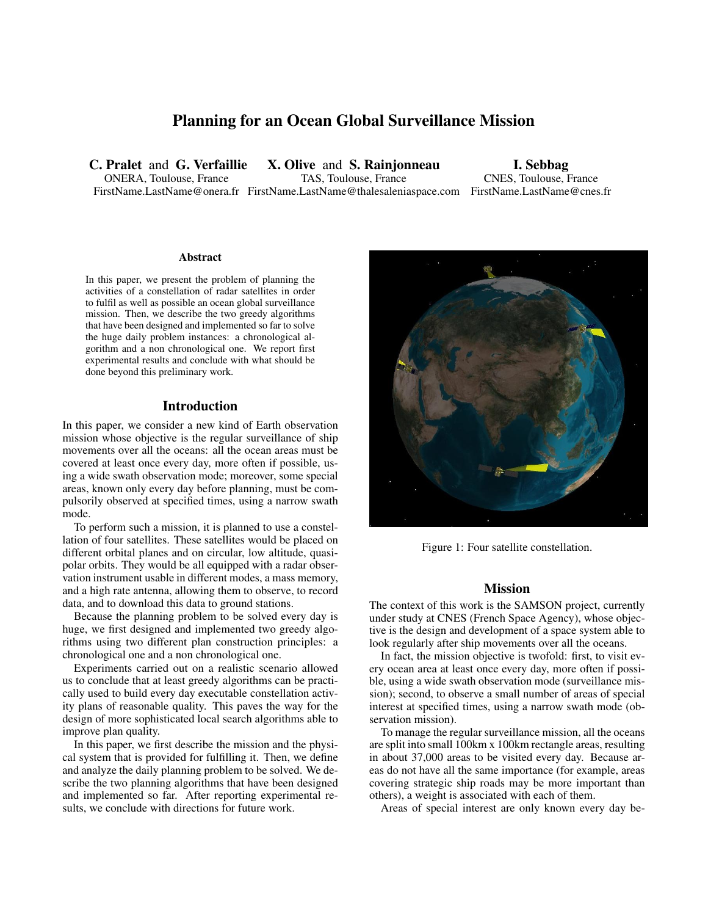# Planning for an Ocean Global Surveillance Mission

**C. Pralet** and **G. Verfaillie**
ONERA, Toulouse, France
FirstName.LastName@onera.fr

**X. Olive** and **S. Rainjonneau**
TAS, Toulouse, France
FirstName.LastName@thalesaleniaspace.com

**I. Sebbag**
CNES, Toulouse, France
FirstName.LastName@cnes.fr

### Abstract

In this paper, we present the problem of planning the activities of a constellation of radar satellites in order to fulfil as well as possible an ocean global surveillance mission. Then, we describe the two greedy algorithms that have been designed and implemented so far to solve the huge daily problem instances: a chronological algorithm and a non chronological one. We report first experimental results and conclude with what should be done beyond this preliminary work.

## Introduction

In this paper, we consider a new kind of Earth observation mission whose objective is the regular surveillance of ship movements over all the oceans: all the ocean areas must be covered at least once every day, more often if possible, using a wide swath observation mode; moreover, some special areas, known only every day before planning, must be compulsorily observed at specified times, using a narrow swath mode.

To perform such a mission, it is planned to use a constellation of four satellites. These satellites would be placed on different orbital planes and on circular, low altitude, quasi-polar orbits. They would be all equipped with a radar observation instrument usable in different modes, a mass memory, and a high rate antenna, allowing them to observe, to record data, and to download this data to ground stations.

Because the planning problem to be solved every day is huge, we first designed and implemented two greedy algorithms using two different plan construction principles: a chronological one and a non chronological one.

Experiments carried out on a realistic scenario allowed us to conclude that at least greedy algorithms can be practically used to build every day executable constellation activity plans of reasonable quality. This paves the way for the design of more sophisticated local search algorithms able to improve plan quality.

In this paper, we first describe the mission and the physical system that is provided for fulfilling it. Then, we define and analyze the daily planning problem to be solved. We describe the two planning algorithms that have been designed and implemented so far. After reporting experimental results, we conclude with directions for future work.

Figure 1: Four satellite constellation.

## Mission

The context of this work is the SAMSON project, currently under study at CNES (French Space Agency), whose objective is the design and development of a space system able to look regularly after ship movements over all the oceans.

In fact, the mission objective is twofold: first, to visit every ocean area at least once every day, more often if possible, using a wide swath observation mode (surveillance mission); second, to observe a small number of areas of special interest at specified times, using a narrow swath mode (observation mission).

To manage the regular surveillance mission, all the oceans are split into small 100km x 100km rectangle areas, resulting in about 37,000 areas to be visited every day. Because areas do not have all the same importance (for example, areas covering strategic ship roads may be more important than others), a weight is associated with each of them.

Areas of special interest are only known every day be-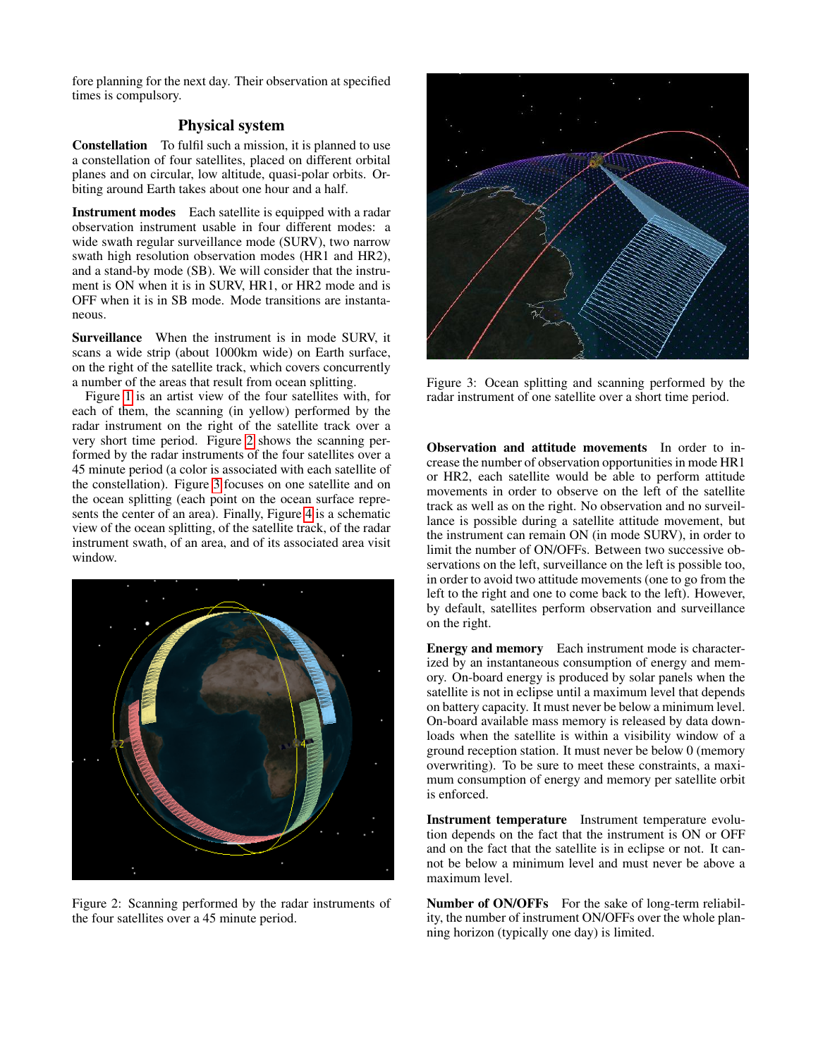fore planning for the next day. Their observation at specified times is compulsory.

## Physical system

**Constellation** To fulfil such a mission, it is planned to use a constellation of four satellites, placed on different orbital planes and on circular, low altitude, quasi-polar orbits. Orbiting around Earth takes about one hour and a half.

**Instrument modes** Each satellite is equipped with a radar observation instrument usable in four different modes: a wide swath regular surveillance mode (SURV), two narrow swath high resolution observation modes (HR1 and HR2), and a stand-by mode (SB). We will consider that the instrument is ON when it is in SURV, HR1, or HR2 mode and is OFF when it is in SB mode. Mode transitions are instantaneous.

**Surveillance** When the instrument is in mode SURV, it scans a wide strip (about 1000km wide) on Earth surface, on the right of the satellite track, which covers concurrently a number of the areas that result from ocean splitting.

Figure 1 is an artist view of the four satellites with, for each of them, the scanning (in yellow) performed by the radar instrument on the right of the satellite track over a very short time period. Figure 2 shows the scanning performed by the radar instruments of the four satellites over a 45 minute period (a color is associated with each satellite of the constellation). Figure 3 focuses on one satellite and on the ocean splitting (each point on the ocean surface represents the center of an area). Finally, Figure 4 is a schematic view of the ocean splitting, of the satellite track, of the radar instrument swath, of an area, and of its associated area visit window.

Figure 2: Scanning performed by the radar instruments of the four satellites over a 45 minute period.

Figure 3: Ocean splitting and scanning performed by the radar instrument of one satellite over a short time period.

**Observation and attitude movements** In order to increase the number of observation opportunities in mode HR1 or HR2, each satellite would be able to perform attitude movements in order to observe on the left of the satellite track as well as on the right. No observation and no surveillance is possible during a satellite attitude movement, but the instrument can remain ON (in mode SURV), in order to limit the number of ON/OFFs. Between two successive observations on the left, surveillance on the left is possible too, in order to avoid two attitude movements (one to go from the left to the right and one to come back to the left). However, by default, satellites perform observation and surveillance on the right.

**Energy and memory** Each instrument mode is characterized by an instantaneous consumption of energy and memory. On-board energy is produced by solar panels when the satellite is not in eclipse until a maximum level that depends on battery capacity. It must never be below a minimum level. On-board available mass memory is released by data downloads when the satellite is within a visibility window of a ground reception station. It must never be below 0 (memory overwriting). To be sure to meet these constraints, a maximum consumption of energy and memory per satellite orbit is enforced.

**Instrument temperature** Instrument temperature evolution depends on the fact that the instrument is ON or OFF and on the fact that the satellite is in eclipse or not. It cannot be below a minimum level and must never be above a maximum level.

**Number of ON/OFFs** For the sake of long-term reliability, the number of instrument ON/OFFs over the whole planning horizon (typically one day) is limited.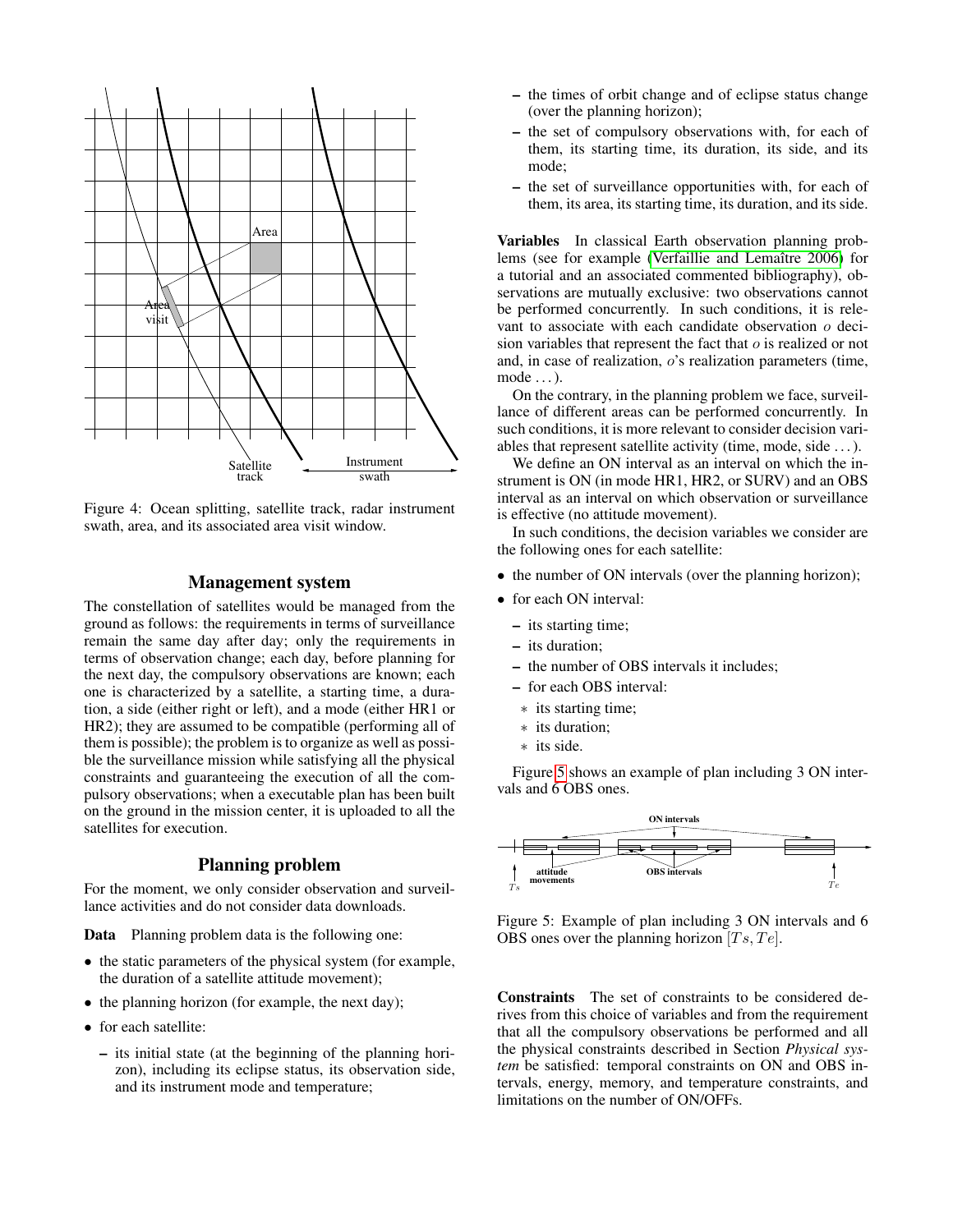Figure 4: Ocean splitting, satellite track, radar instrument swath, area, and its associated area visit window.

## Management system

The constellation of satellites would be managed from the ground as follows: the requirements in terms of surveillance remain the same day after day; only the requirements in terms of observation change; each day, before planning for the next day, the compulsory observations are known; each one is characterized by a satellite, a starting time, a duration, a side (either right or left), and a mode (either HR1 or HR2); they are assumed to be compatible (performing all of them is possible); the problem is to organize as well as possible the surveillance mission while satisfying all the physical constraints and guaranteeing the execution of all the compulsory observations; when a executable plan has been built on the ground in the mission center, it is uploaded to all the satellites for execution.

## Planning problem

For the moment, we only consider observation and surveillance activities and do not consider data downloads.

**Data** Planning problem data is the following one:

- the static parameters of the physical system (for example, the duration of a satellite attitude movement);
- the planning horizon (for example, the next day);
- for each satellite:
  - its initial state (at the beginning of the planning horizon), including its eclipse status, its observation side, and its instrument mode and temperature;
  - the times of orbit change and of eclipse status change (over the planning horizon);
  - the set of compulsory observations with, for each of them, its starting time, its duration, its side, and its mode;
  - the set of surveillance opportunities with, for each of them, its area, its starting time, its duration, and its side.

**Variables** In classical Earth observation planning problems (see for example (Verfaillie and Lemaître 2006) for a tutorial and an associated commented bibliography), observations are mutually exclusive: two observations cannot be performed concurrently. In such conditions, it is relevant to associate with each candidate observation $o$ decision variables that represent the fact that $o$ is realized or not and, in case of realization, $o$'s realization parameters (time, mode ...).

On the contrary, in the planning problem we face, surveillance of different areas can be performed concurrently. In such conditions, it is more relevant to consider decision variables that represent satellite activity (time, mode, side ...).

We define an ON interval as an interval on which the instrument is ON (in mode HR1, HR2, or SURV) and an OBS interval as an interval on which observation or surveillance is effective (no attitude movement).

In such conditions, the decision variables we consider are the following ones for each satellite:

- the number of ON intervals (over the planning horizon);
- for each ON interval:
  - its starting time;
  - its duration;
  - the number of OBS intervals it includes;
  - for each OBS interval:
    - its starting time;
    - its duration;
    - its side.

Figure 5 shows an example of plan including 3 ON intervals and 6 OBS ones.

Figure 5: Example of plan including 3 ON intervals and 6 OBS ones over the planning horizon $[Ts, Te]$.

**Constraints** The set of constraints to be considered derives from this choice of variables and from the requirement that all the compulsory observations be performed and all the physical constraints described in Section *Physical system* be satisfied: temporal constraints on ON and OBS intervals, energy, memory, and temperature constraints, and limitations on the number of ON/OFFs.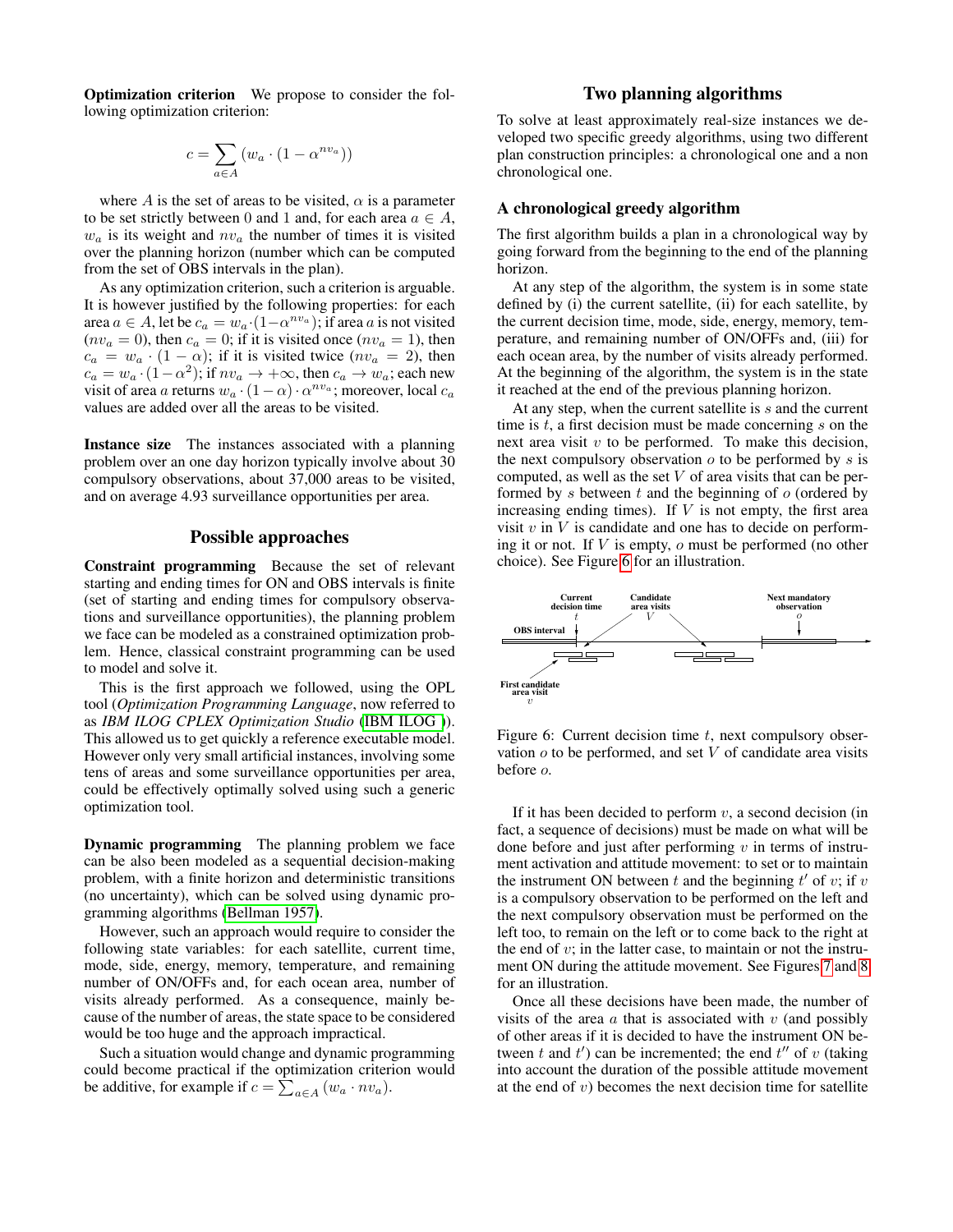**Optimization criterion** We propose to consider the following optimization criterion:

$$c = \sum_{a \in A} (w_a \cdot (1 - \alpha^{nv_a}))$$

where $A$ is the set of areas to be visited, $\alpha$ is a parameter to be set strictly between 0 and 1 and, for each area $a \in A$, $w_a$ is its weight and $nv_a$ the number of times it is visited over the planning horizon (number which can be computed from the set of OBS intervals in the plan).

As any optimization criterion, such a criterion is arguable. It is however justified by the following properties: for each area $a \in A$, let be $c_a = w_a \cdot (1 - \alpha^{nv_a})$; if area $a$ is not visited ($nv_a = 0$), then $c_a = 0$; if it is visited once ($nv_a = 1$), then $c_a = w_a \cdot (1 - \alpha)$; if it is visited twice ($nv_a = 2$), then $c_a = w_a \cdot (1 - \alpha^2)$; if $nv_a \to +\infty$, then $c_a \to w_a$; each new visit of area $a$ returns $w_a \cdot (1 - \alpha) \cdot \alpha^{nv_a}$; moreover, local $c_a$ values are added over all the areas to be visited.

**Instance size** The instances associated with a planning problem over an one day horizon typically involve about 30 compulsory observations, about 37,000 areas to be visited, and on average 4.93 surveillance opportunities per area.

## Possible approaches

**Constraint programming** Because the set of relevant starting and ending times for ON and OBS intervals is finite (set of starting and ending times for compulsory observations and surveillance opportunities), the planning problem we face can be modeled as a constrained optimization problem. Hence, classical constraint programming can be used to model and solve it.

This is the first approach we followed, using the OPL tool (*Optimization Programming Language*, now referred to as *IBM ILOG CPLEX Optimization Studio* (IBM ILOG )). This allowed us to get quickly a reference executable model. However only very small artificial instances, involving some tens of areas and some surveillance opportunities per area, could be effectively optimally solved using such a generic optimization tool.

**Dynamic programming** The planning problem we face can be also been modeled as a sequential decision-making problem, with a finite horizon and deterministic transitions (no uncertainty), which can be solved using dynamic programming algorithms (Bellman 1957).

However, such an approach would require to consider the following state variables: for each satellite, current time, mode, side, energy, memory, temperature, and remaining number of ON/OFFs and, for each ocean area, number of visits already performed. As a consequence, mainly because of the number of areas, the state space to be considered would be too huge and the approach impractical.

Such a situation would change and dynamic programming could become practical if the optimization criterion would be additive, for example if $c = \sum_{a \in A} (w_a \cdot nv_a)$.

## Two planning algorithms

To solve at least approximately real-size instances we developed two specific greedy algorithms, using two different plan construction principles: a chronological one and a non chronological one.

### A chronological greedy algorithm

The first algorithm builds a plan in a chronological way by going forward from the beginning to the end of the planning horizon.

At any step of the algorithm, the system is in some state defined by (i) the current satellite, (ii) for each satellite, by the current decision time, mode, side, energy, memory, temperature, and remaining number of ON/OFFs and, (iii) for each ocean area, by the number of visits already performed. At the beginning of the algorithm, the system is in the state it reached at the end of the previous planning horizon.

At any step, when the current satellite is $s$ and the current time is $t$, a first decision must be made concerning $s$ on the next area visit $v$ to be performed. To make this decision, the next compulsory observation $o$ to be performed by $s$ is computed, as well as the set $V$ of area visits that can be performed by $s$ between $t$ and the beginning of $o$ (ordered by increasing ending times). If $V$ is not empty, the first area visit $v$ in $V$ is candidate and one has to decide on performing it or not. If $V$ is empty, $o$ must be performed (no other choice). See Figure 6 for an illustration.

Figure 6: Current decision time $t$, next compulsory observation $o$ to be performed, and set $V$ of candidate area visits before $o$.

If it has been decided to perform $v$, a second decision (in fact, a sequence of decisions) must be made on what will be done before and just after performing $v$ in terms of instrument activation and attitude movement: to set or to maintain the instrument ON between $t$ and the beginning $t'$ of $v$; if $v$ is a compulsory observation to be performed on the left and the next compulsory observation must be performed on the left too, to remain on the left or to come back to the right at the end of $v$; in the latter case, to maintain or not the instrument ON during the attitude movement. See Figures 7 and 8 for an illustration.

Once all these decisions have been made, the number of visits of the area $a$ that is associated with $v$ (and possibly of other areas if it is decided to have the instrument ON between $t$ and $t'$) can be incremented; the end $t''$ of $v$ (taking into account the duration of the possible attitude movement at the end of $v$) becomes the next decision time for satellite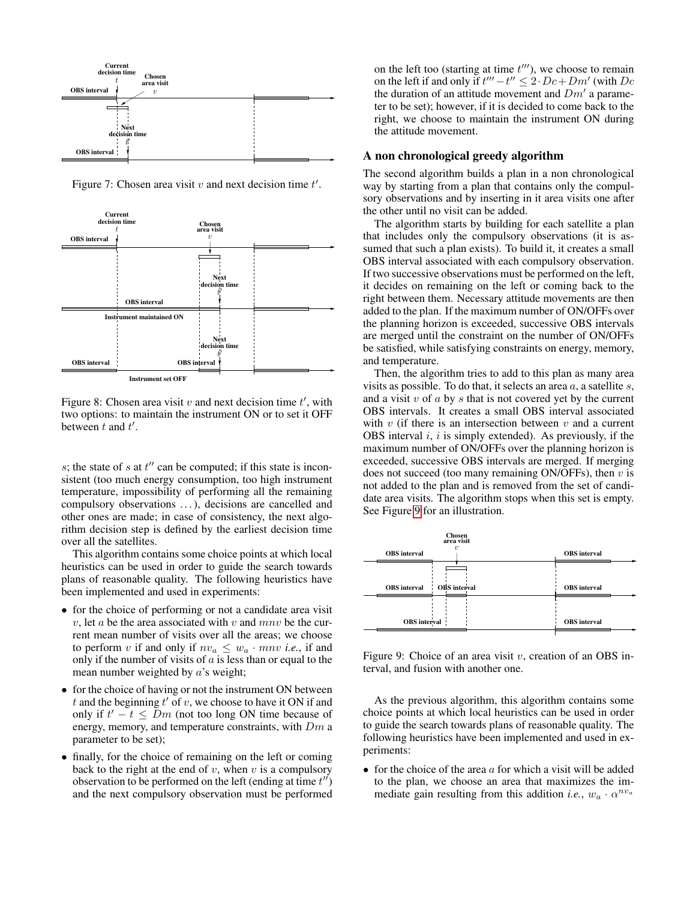Figure 7: Chosen area visit $v$ and next decision time $t'$.

Figure 8: Chosen area visit $v$ and next decision time $t'$, with two options: to maintain the instrument ON or to set it OFF between $t$ and $t'$.

$s$; the state of $s$ at $t''$ can be computed; if this state is inconsistent (too much energy consumption, too high instrument temperature, impossibility of performing all the remaining compulsory observations ...), decisions are cancelled and other ones are made; in case of consistency, the next algorithm decision step is defined by the earliest decision time over all the satellites.

This algorithm contains some choice points at which local heuristics can be used in order to guide the search towards plans of reasonable quality. The following heuristics have been implemented and used in experiments:

- for the choice of performing or not a candidate area visit $v$, let $a$ be the area associated with $v$ and $mnv$ be the current mean number of visits over all the areas; we choose to perform $v$ if and only if $nv_a \leq w_a \cdot mnv$ *i.e.*, if and only if the number of visits of $a$ is less than or equal to the mean number weighted by $a$'s weight;
- for the choice of having or not the instrument ON between $t$ and the beginning $t'$ of $v$, we choose to have it ON if and only if $t' - t \leq Dm$ (not too long ON time because of energy, memory, and temperature constraints, with $Dm$ a parameter to be set);
- finally, for the choice of remaining on the left or coming back to the right at the end of $v$, when $v$ is a compulsory observation to be performed on the left (ending at time $t''$) and the next compulsory observation must be performed on the left too (starting at time $t'''$), we choose to remain on the left if and only if $t''' - t'' \leq 2 \cdot Dc + Dm'$ (with $Dc$ the duration of an attitude movement and $Dm'$ a parameter to be set); however, if it is decided to come back to the right, we choose to maintain the instrument ON during the attitude movement.

## A non chronological greedy algorithm

The second algorithm builds a plan in a non chronological way by starting from a plan that contains only the compulsory observations and by inserting in it area visits one after the other until no visit can be added.

The algorithm starts by building for each satellite a plan that includes only the compulsory observations (it is assumed that such a plan exists). To build it, it creates a small OBS interval associated with each compulsory observation. If two successive observations must be performed on the left, it decides on remaining on the left or coming back to the right between them. Necessary attitude movements are then added to the plan. If the maximum number of ON/OFFs over the planning horizon is exceeded, successive OBS intervals are merged until the constraint on the number of ON/OFFs be satisfied, while satisfying constraints on energy, memory, and temperature.

Then, the algorithm tries to add to this plan as many area visits as possible. To do that, it selects an area $a$, a satellite $s$, and a visit $v$ of $a$ by $s$ that is not covered yet by the current OBS intervals. It creates a small OBS interval associated with $v$ (if there is an intersection between $v$ and a current OBS interval $i$, $i$ is simply extended). As previously, if the maximum number of ON/OFFs over the planning horizon is exceeded, successive OBS intervals are merged. If merging does not succeed (too many remaining ON/OFFs), then $v$ is not added to the plan and is removed from the set of candidate area visits. The algorithm stops when this set is empty. See Figure 9 for an illustration.

Figure 9: Choice of an area visit $v$, creation of an OBS interval, and fusion with another one.

As the previous algorithm, this algorithm contains some choice points at which local heuristics can be used in order to guide the search towards plans of reasonable quality. The following heuristics have been implemented and used in experiments:

- for the choice of the area $a$ for which a visit will be added to the plan, we choose an area that maximizes the immediate gain resulting from this addition *i.e.*, $w_a \cdot \alpha^{nv_a}$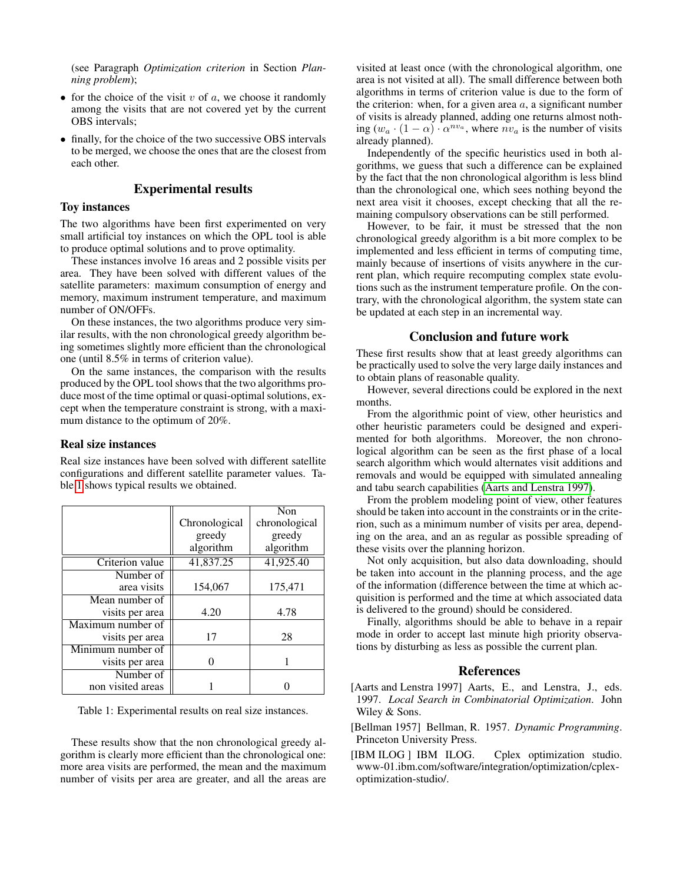(see Paragraph *Optimization criterion* in Section *Planning problem*);

- for the choice of the visit $v$ of $a$, we choose it randomly among the visits that are not covered yet by the current OBS intervals;
- finally, for the choice of the two successive OBS intervals to be merged, we choose the ones that are the closest from each other.

## Experimental results

### Toy instances

The two algorithms have been first experimented on very small artificial toy instances on which the OPL tool is able to produce optimal solutions and to prove optimality.

These instances involve 16 areas and 2 possible visits per area. They have been solved with different values of the satellite parameters: maximum consumption of energy and memory, maximum instrument temperature, and maximum number of ON/OFFs.

On these instances, the two algorithms produce very similar results, with the non chronological greedy algorithm being sometimes slightly more efficient than the chronological one (until 8.5% in terms of criterion value).

On the same instances, the comparison with the results produced by the OPL tool shows that the two algorithms produce most of the time optimal or quasi-optimal solutions, except when the temperature constraint is strong, with a maximum distance to the optimum of 20%.

### Real size instances

Real size instances have been solved with different satellite configurations and different satellite parameter values. Table 1 shows typical results we obtained.

| | Chronological greedy algorithm | Non chronological greedy algorithm |
|---|---|---|
| Criterion value | 41,837.25 | 41,925.40 |
| Number of area visits | 154,067 | 175,471 |
| Mean number of visits per area | 4.20 | 4.78 |
| Maximum number of visits per area | 17 | 28 |
| Minimum number of visits per area | 0 | 1 |
| Number of non visited areas | 1 | 0 |

Table 1: Experimental results on real size instances.

These results show that the non chronological greedy algorithm is clearly more efficient than the chronological one: more area visits are performed, the mean and the maximum number of visits per area are greater, and all the areas are visited at least once (with the chronological algorithm, one area is not visited at all). The small difference between both algorithms in terms of criterion value is due to the form of the criterion: when, for a given area $a$, a significant number of visits is already planned, adding one returns almost nothing ($w_a \cdot (1 - \alpha) \cdot \alpha^{nv_a}$, where $nv_a$ is the number of visits already planned).

Independently of the specific heuristics used in both algorithms, we guess that such a difference can be explained by the fact that the non chronological algorithm is less blind than the chronological one, which sees nothing beyond the next area visit it chooses, except checking that all the remaining compulsory observations can be still performed.

However, to be fair, it must be stressed that the non chronological greedy algorithm is a bit more complex to be implemented and less efficient in terms of computing time, mainly because of insertions of visits anywhere in the current plan, which require recomputing complex state evolutions such as the instrument temperature profile. On the contrary, with the chronological algorithm, the system state can be updated at each step in an incremental way.

## Conclusion and future work

These first results show that at least greedy algorithms can be practically used to solve the very large daily instances and to obtain plans of reasonable quality.

However, several directions could be explored in the next months.

From the algorithmic point of view, other heuristics and other heuristic parameters could be designed and experimented for both algorithms. Moreover, the non chronological algorithm can be seen as the first phase of a local search algorithm which would alternates visit additions and removals and would be equipped with simulated annealing and tabu search capabilities (Aarts and Lenstra 1997).

From the problem modeling point of view, other features should be taken into account in the constraints or in the criterion, such as a minimum number of visits per area, depending on the area, and an as regular as possible spreading of these visits over the planning horizon.

Not only acquisition, but also data downloading, should be taken into account in the planning process, and the age of the information (difference between the time at which acquisition is performed and the time at which associated data is delivered to the ground) should be considered.

Finally, algorithms should be able to behave in a repair mode in order to accept last minute high priority observations by disturbing as less as possible the current plan.

## References

[Aarts and Lenstra 1997] Aarts, E., and Lenstra, J., eds. 1997. *Local Search in Combinatorial Optimization*. John Wiley & Sons.

[Bellman 1957] Bellman, R. 1957. *Dynamic Programming*. Princeton University Press.

[IBM ILOG ] IBM ILOG. Cplex optimization studio. www-01.ibm.com/software/integration/optimization/cplex-optimization-studio/.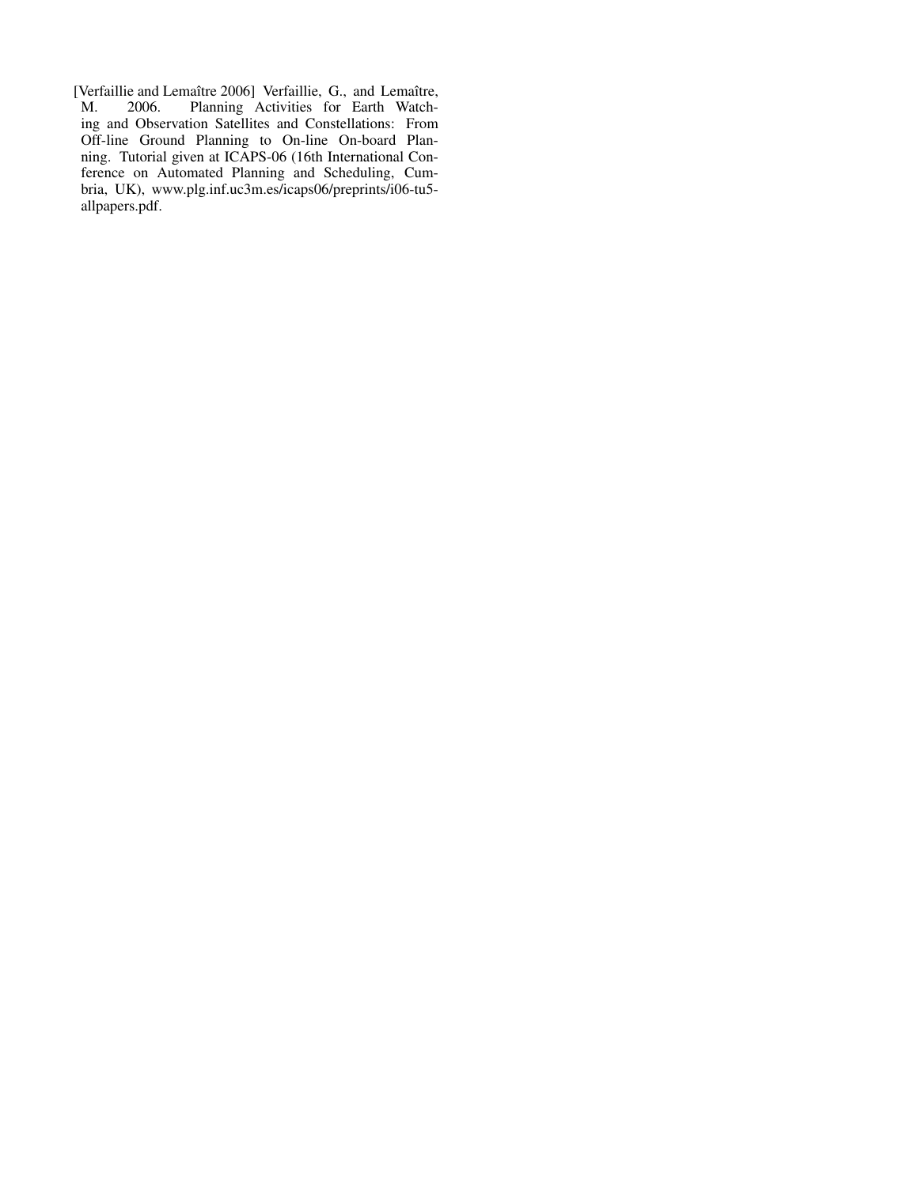[Verfaillie and Lemaître 2006] Verfaillie, G., and Lemaître, M. 2006. Planning Activities for Earth Watching and Observation Satellites and Constellations: From Off-line Ground Planning to On-line On-board Planning. Tutorial given at ICAPS-06 (16th International Conference on Automated Planning and Scheduling, Cumbria, UK), www.plg.inf.uc3m.es/icaps06/preprints/i06-tu5-allpapers.pdf.